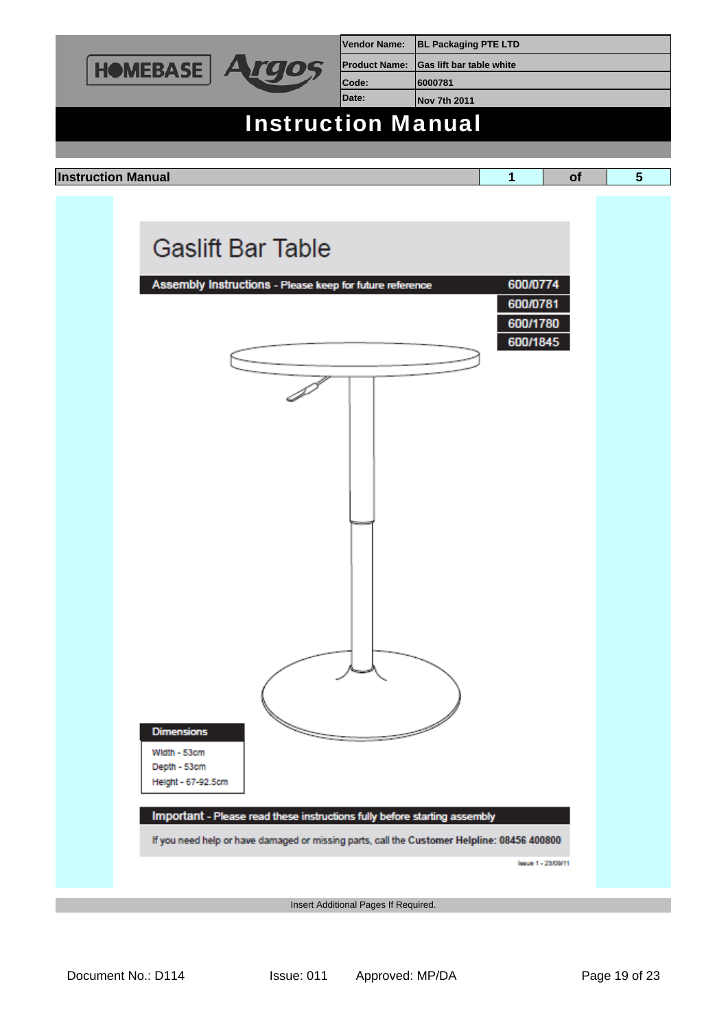| Vendor Name: | BL Packaging PTE LTD |
| --- | --- |
| Product Name: | Gas lift bar table white |
| Code: | 6000781 |
| Date: | Nov 7th 2011 |

# Instruction Manual

| Instruction Manual | 1 | of | 5 |
| --- | --- | --- | --- |

## Gaslift Bar Table

**Assembly Instructions** - Please keep for future reference

600/0774
600/0781
600/1780
600/1845

**Dimensions**

Width - 53cm
Depth - 53cm
Height - 67-92.5cm

**Important** - Please read these instructions fully before starting assembly

If you need help or have damaged or missing parts, call the **Customer Helpline: 08456 400800**

Issue 1 - 23/09/11

Insert Additional Pages If Required.

Document No.: D114 Issue: 011 Approved: MP/DA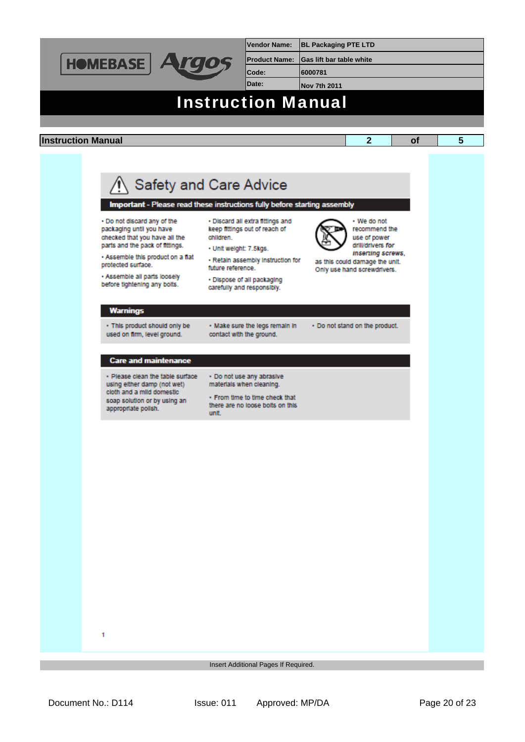| Vendor Name: | BL Packaging PTE LTD |
|---|---|
| Product Name: | Gas lift bar table white |
| Code: | 6000781 |
| Date: | Nov 7th 2011 |

# Instruction Manual

**Instruction Manual** 2 of 5

## Safety and Care Advice

**Important - Please read these instructions fully before starting assembly**

- Do not discard any of the packaging until you have checked that you have all the parts and the pack of fittings.
- Assemble this product on a flat protected surface.
- Assemble all parts loosely before tightening any bolts.
- Discard all extra fittings and keep fittings out of reach of children.
- Unit weight: 7.5kgs.
- Retain assembly instruction for future reference.
- Dispose of all packaging carefully and responsibly.
- We do not recommend the use of power drill/drivers for *inserting screws*, as this could damage the unit. Only use hand screwdrivers.

### Warnings

- This product should only be used on firm, level ground.
- Make sure the legs remain in contact with the ground.
- Do not stand on the product.

### Care and maintenance

- Please clean the table surface using either damp (not wet) cloth and a mild domestic soap solution or by using an appropriate polish.
- Do not use any abrasive materials when cleaning.
- From time to time check that there are no loose bolts on this unit.

1

Insert Additional Pages If Required.

Document No.: D114 Issue: 011 Approved: MP/DA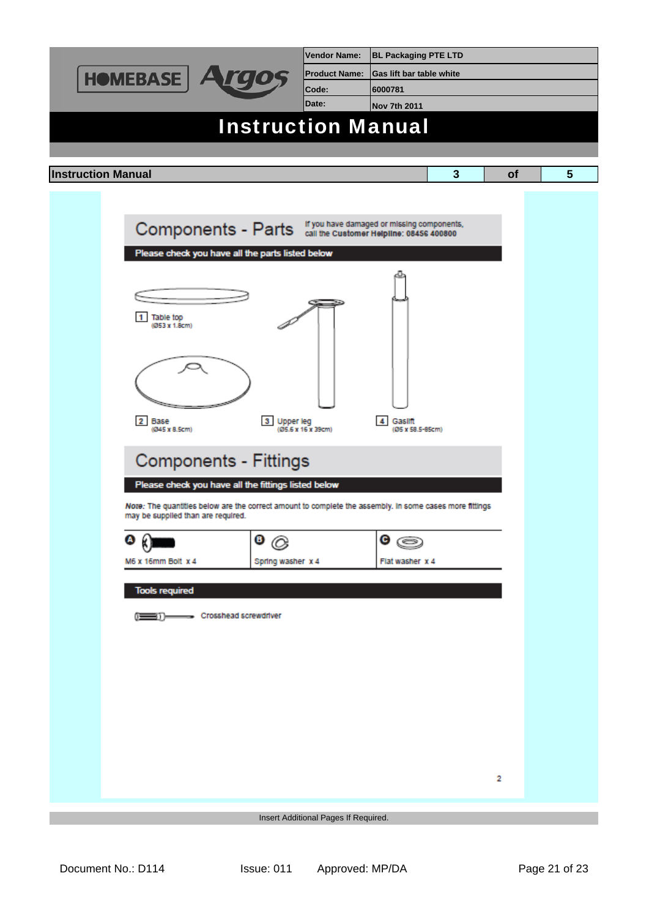| Vendor Name: | BL Packaging PTE LTD |
| --- | --- |
| Product Name: | Gas lift bar table white |
| Code: | 6000781 |
| Date: | Nov 7th 2011 |

# Instruction Manual

**Instruction Manual** | 3 | of | 5

## Components - Parts

If you have damaged or missing components, call the **Customer Helpline: 08456 400800**

**Please check you have all the parts listed below**

1 Table top (Ø53 x 1.8cm)

2 Base (Ø45 x 8.5cm)

3 Upper leg (Ø5.6 x 16 x 39cm)

4 Gaslift (Ø5 x 58.5-85cm)

## Components - Fittings

**Please check you have all the fittings listed below**

***Note:*** The quantities below are the correct amount to complete the assembly. In some cases more fittings may be supplied than are required.

| A | B | C |
| --- | --- | --- |
| M6 x 16mm Bolt x 4 | Spring washer x 4 | Flat washer x 4 |

**Tools required**

Crosshead screwdriver

Insert Additional Pages If Required.

Document No.: D114 Issue: 011 Approved: MP/DA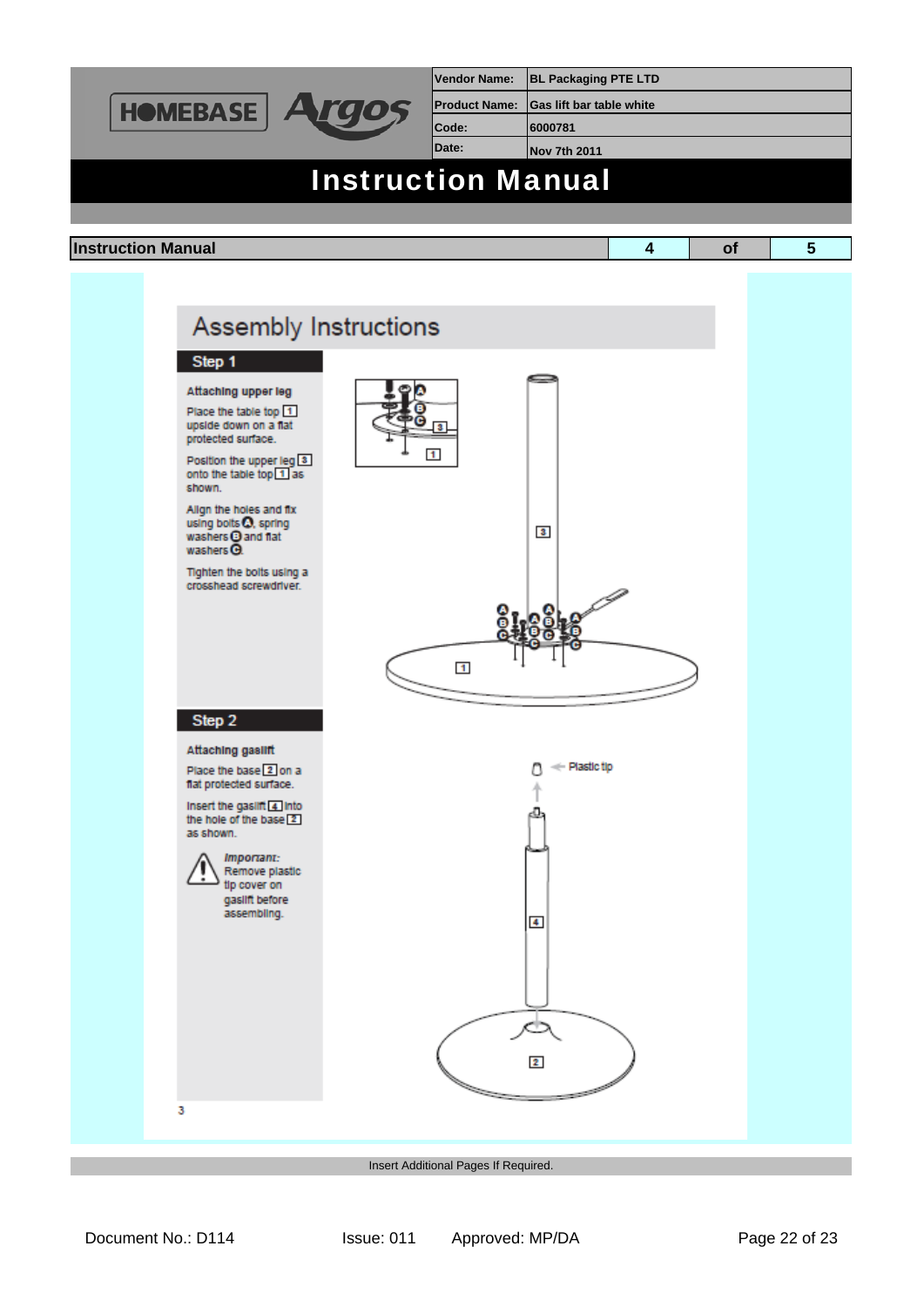| Vendor Name: | BL Packaging PTE LTD |
| --- | --- |
| Product Name: | Gas lift bar table white |
| Code: | 6000781 |
| Date: | Nov 7th 2011 |

# Instruction Manual

**Instruction Manual**

## Assembly Instructions

### Step 1

**Attaching upper leg**

Place the table top [1] upside down on a flat protected surface.

Position the upper leg [3] onto the table top [1] as shown.

Align the holes and fix using bolts A, spring washers B and flat washers C.

Tighten the bolts using a crosshead screwdriver.

### Step 2

**Attaching gaslift**

Place the base [2] on a flat protected surface.

Insert the gaslift [4] into the hole of the base [2] as shown.

*Important:* Remove plastic tip cover on gaslift before assembling.

Plastic tip

Insert Additional Pages If Required.

Document No.: D114 Issue: 011 Approved: MP/DA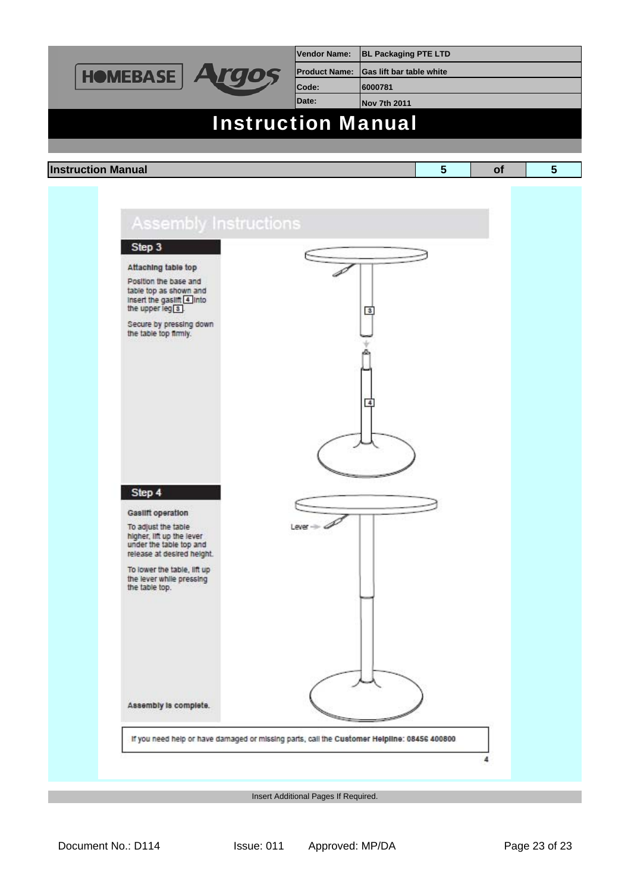| Vendor Name: | BL Packaging PTE LTD |
| --- | --- |
| Product Name: | Gas lift bar table white |
| Code: | 6000781 |
| Date: | Nov 7th 2011 |

# Instruction Manual

## Assembly Instructions

### Step 3

**Attaching table top**

Position the base and table top as shown and insert the gaslift 4 into the upper leg 3.

Secure by pressing down the table top firmly.

3

4

### Step 4

**Gaslift operation**

To adjust the table higher, lift up the lever under the table top and release at desired height.

To lower the table, lift up the lever while pressing the table top.

Lever

**Assembly is complete.**

If you need help or have damaged or missing parts, call the **Customer Helpline: 08456 400800**

Insert Additional Pages If Required.

Document No.: D114 Issue: 011 Approved: MP/DA